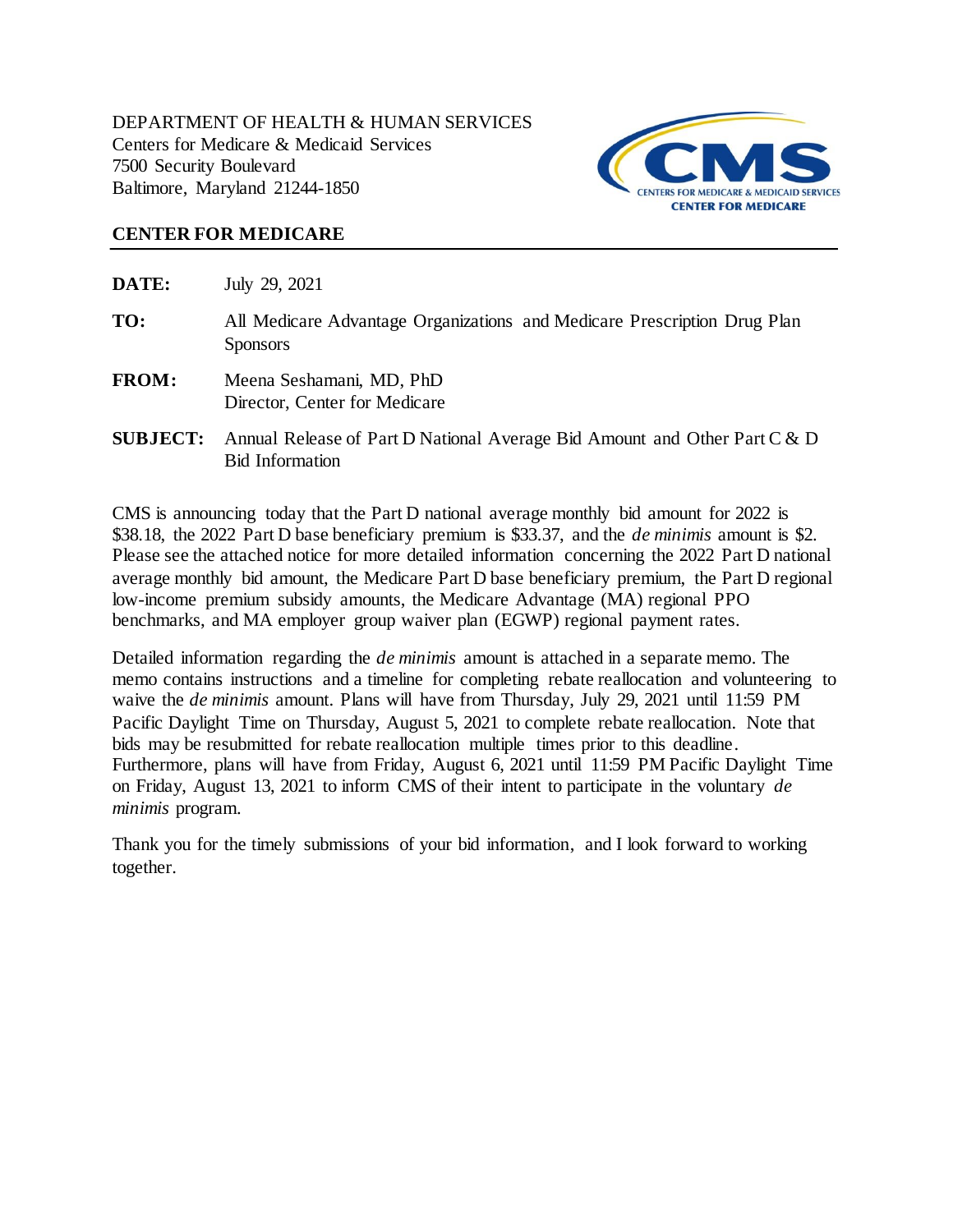DEPARTMENT OF HEALTH & HUMAN SERVICES
Centers for Medicare & Medicaid Services
7500 Security Boulevard
Baltimore, Maryland 21244-1850

CMS
CENTERS FOR MEDICARE & MEDICAID SERVICES
CENTER FOR MEDICARE

**CENTER FOR MEDICARE**

---

**DATE:** July 29, 2021

**TO:** All Medicare Advantage Organizations and Medicare Prescription Drug Plan Sponsors

**FROM:** Meena Seshamani, MD, PhD
Director, Center for Medicare

**SUBJECT:** Annual Release of Part D National Average Bid Amount and Other Part C & D Bid Information

CMS is announcing today that the Part D national average monthly bid amount for 2022 is $38.18, the 2022 Part D base beneficiary premium is $33.37, and the *de minimis* amount is $2. Please see the attached notice for more detailed information concerning the 2022 Part D national average monthly bid amount, the Medicare Part D base beneficiary premium, the Part D regional low-income premium subsidy amounts, the Medicare Advantage (MA) regional PPO benchmarks, and MA employer group waiver plan (EGWP) regional payment rates.

Detailed information regarding the *de minimis* amount is attached in a separate memo. The memo contains instructions and a timeline for completing rebate reallocation and volunteering to waive the *de minimis* amount. Plans will have from Thursday, July 29, 2021 until 11:59 PM Pacific Daylight Time on Thursday, August 5, 2021 to complete rebate reallocation. Note that bids may be resubmitted for rebate reallocation multiple times prior to this deadline. Furthermore, plans will have from Friday, August 6, 2021 until 11:59 PM Pacific Daylight Time on Friday, August 13, 2021 to inform CMS of their intent to participate in the voluntary *de minimis* program.

Thank you for the timely submissions of your bid information, and I look forward to working together.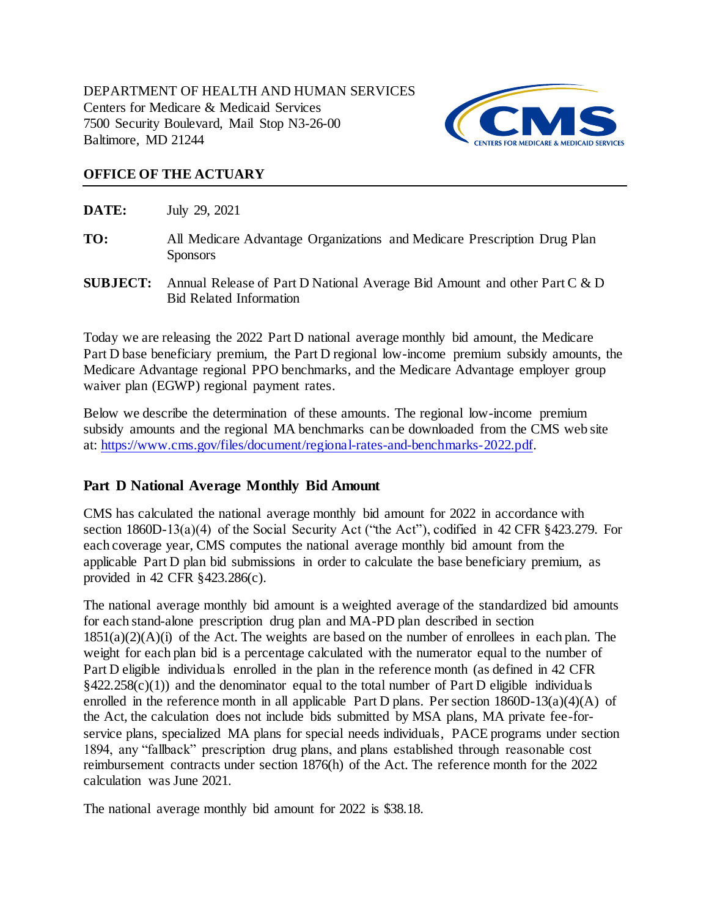DEPARTMENT OF HEALTH AND HUMAN SERVICES
Centers for Medicare & Medicaid Services
7500 Security Boulevard, Mail Stop N3-26-00
Baltimore, MD 21244

**OFFICE OF THE ACTUARY**

**DATE:** July 29, 2021

**TO:** All Medicare Advantage Organizations and Medicare Prescription Drug Plan Sponsors

**SUBJECT:** Annual Release of Part D National Average Bid Amount and other Part C & D Bid Related Information

Today we are releasing the 2022 Part D national average monthly bid amount, the Medicare Part D base beneficiary premium, the Part D regional low-income premium subsidy amounts, the Medicare Advantage regional PPO benchmarks, and the Medicare Advantage employer group waiver plan (EGWP) regional payment rates.

Below we describe the determination of these amounts. The regional low-income premium subsidy amounts and the regional MA benchmarks can be downloaded from the CMS web site at: https://www.cms.gov/files/document/regional-rates-and-benchmarks-2022.pdf.

## Part D National Average Monthly Bid Amount

CMS has calculated the national average monthly bid amount for 2022 in accordance with section 1860D-13(a)(4) of the Social Security Act ("the Act"), codified in 42 CFR §423.279. For each coverage year, CMS computes the national average monthly bid amount from the applicable Part D plan bid submissions in order to calculate the base beneficiary premium, as provided in 42 CFR §423.286(c).

The national average monthly bid amount is a weighted average of the standardized bid amounts for each stand-alone prescription drug plan and MA-PD plan described in section 1851(a)(2)(A)(i) of the Act. The weights are based on the number of enrollees in each plan. The weight for each plan bid is a percentage calculated with the numerator equal to the number of Part D eligible individuals enrolled in the plan in the reference month (as defined in 42 CFR §422.258(c)(1)) and the denominator equal to the total number of Part D eligible individuals enrolled in the reference month in all applicable Part D plans. Per section 1860D-13(a)(4)(A) of the Act, the calculation does not include bids submitted by MSA plans, MA private fee-for-service plans, specialized MA plans for special needs individuals, PACE programs under section 1894, any "fallback" prescription drug plans, and plans established through reasonable cost reimbursement contracts under section 1876(h) of the Act. The reference month for the 2022 calculation was June 2021.

The national average monthly bid amount for 2022 is $38.18.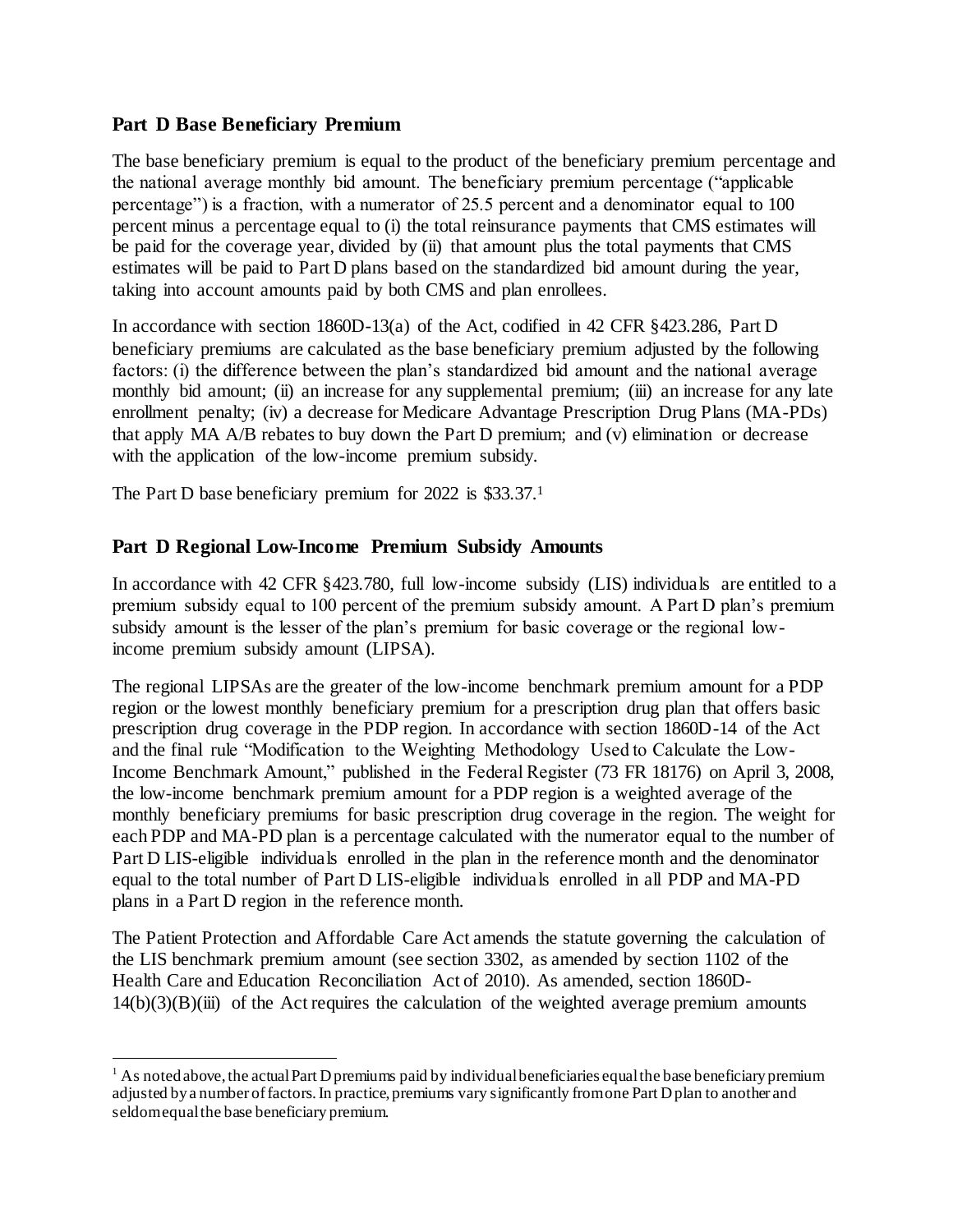## Part D Base Beneficiary Premium

The base beneficiary premium is equal to the product of the beneficiary premium percentage and the national average monthly bid amount. The beneficiary premium percentage ("applicable percentage") is a fraction, with a numerator of 25.5 percent and a denominator equal to 100 percent minus a percentage equal to (i) the total reinsurance payments that CMS estimates will be paid for the coverage year, divided by (ii) that amount plus the total payments that CMS estimates will be paid to Part D plans based on the standardized bid amount during the year, taking into account amounts paid by both CMS and plan enrollees.

In accordance with section 1860D-13(a) of the Act, codified in 42 CFR §423.286, Part D beneficiary premiums are calculated as the base beneficiary premium adjusted by the following factors: (i) the difference between the plan's standardized bid amount and the national average monthly bid amount; (ii) an increase for any supplemental premium; (iii) an increase for any late enrollment penalty; (iv) a decrease for Medicare Advantage Prescription Drug Plans (MA-PDs) that apply MA A/B rebates to buy down the Part D premium; and (v) elimination or decrease with the application of the low-income premium subsidy.

The Part D base beneficiary premium for 2022 is $33.37.[1]

## Part D Regional Low-Income Premium Subsidy Amounts

In accordance with 42 CFR §423.780, full low-income subsidy (LIS) individuals are entitled to a premium subsidy equal to 100 percent of the premium subsidy amount. A Part D plan's premium subsidy amount is the lesser of the plan's premium for basic coverage or the regional low-income premium subsidy amount (LIPSA).

The regional LIPSAs are the greater of the low-income benchmark premium amount for a PDP region or the lowest monthly beneficiary premium for a prescription drug plan that offers basic prescription drug coverage in the PDP region. In accordance with section 1860D-14 of the Act and the final rule "Modification to the Weighting Methodology Used to Calculate the Low-Income Benchmark Amount," published in the Federal Register (73 FR 18176) on April 3, 2008, the low-income benchmark premium amount for a PDP region is a weighted average of the monthly beneficiary premiums for basic prescription drug coverage in the region. The weight for each PDP and MA-PD plan is a percentage calculated with the numerator equal to the number of Part D LIS-eligible individuals enrolled in the plan in the reference month and the denominator equal to the total number of Part D LIS-eligible individuals enrolled in all PDP and MA-PD plans in a Part D region in the reference month.

The Patient Protection and Affordable Care Act amends the statute governing the calculation of the LIS benchmark premium amount (see section 3302, as amended by section 1102 of the Health Care and Education Reconciliation Act of 2010). As amended, section 1860D-14(b)(3)(B)(iii) of the Act requires the calculation of the weighted average premium amounts

[1] As noted above, the actual Part D premiums paid by individual beneficiaries equal the base beneficiary premium adjusted by a number of factors. In practice, premiums vary significantly from one Part D plan to another and seldom equal the base beneficiary premium.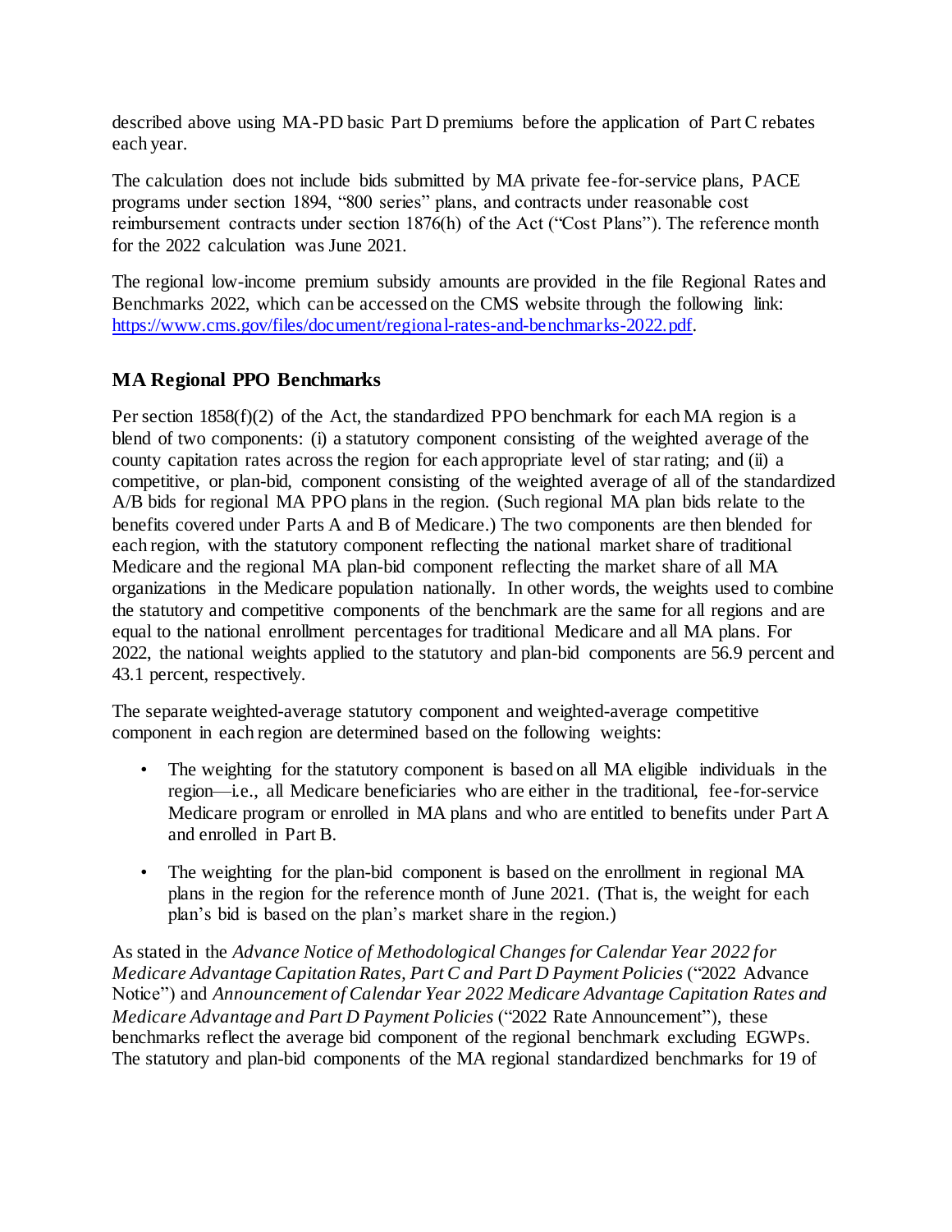described above using MA-PD basic Part D premiums before the application of Part C rebates each year.

The calculation does not include bids submitted by MA private fee-for-service plans, PACE programs under section 1894, "800 series" plans, and contracts under reasonable cost reimbursement contracts under section 1876(h) of the Act ("Cost Plans"). The reference month for the 2022 calculation was June 2021.

The regional low-income premium subsidy amounts are provided in the file Regional Rates and Benchmarks 2022, which can be accessed on the CMS website through the following link: https://www.cms.gov/files/document/regional-rates-and-benchmarks-2022.pdf.

## MA Regional PPO Benchmarks

Per section 1858(f)(2) of the Act, the standardized PPO benchmark for each MA region is a blend of two components: (i) a statutory component consisting of the weighted average of the county capitation rates across the region for each appropriate level of star rating; and (ii) a competitive, or plan-bid, component consisting of the weighted average of all of the standardized A/B bids for regional MA PPO plans in the region. (Such regional MA plan bids relate to the benefits covered under Parts A and B of Medicare.) The two components are then blended for each region, with the statutory component reflecting the national market share of traditional Medicare and the regional MA plan-bid component reflecting the market share of all MA organizations in the Medicare population nationally. In other words, the weights used to combine the statutory and competitive components of the benchmark are the same for all regions and are equal to the national enrollment percentages for traditional Medicare and all MA plans. For 2022, the national weights applied to the statutory and plan-bid components are 56.9 percent and 43.1 percent, respectively.

The separate weighted-average statutory component and weighted-average competitive component in each region are determined based on the following weights:

- The weighting for the statutory component is based on all MA eligible individuals in the region—i.e., all Medicare beneficiaries who are either in the traditional, fee-for-service Medicare program or enrolled in MA plans and who are entitled to benefits under Part A and enrolled in Part B.
- The weighting for the plan-bid component is based on the enrollment in regional MA plans in the region for the reference month of June 2021. (That is, the weight for each plan's bid is based on the plan's market share in the region.)

As stated in the *Advance Notice of Methodological Changes for Calendar Year 2022 for Medicare Advantage Capitation Rates, Part C and Part D Payment Policies* ("2022 Advance Notice") and *Announcement of Calendar Year 2022 Medicare Advantage Capitation Rates and Medicare Advantage and Part D Payment Policies* ("2022 Rate Announcement"), these benchmarks reflect the average bid component of the regional benchmark excluding EGWPs. The statutory and plan-bid components of the MA regional standardized benchmarks for 19 of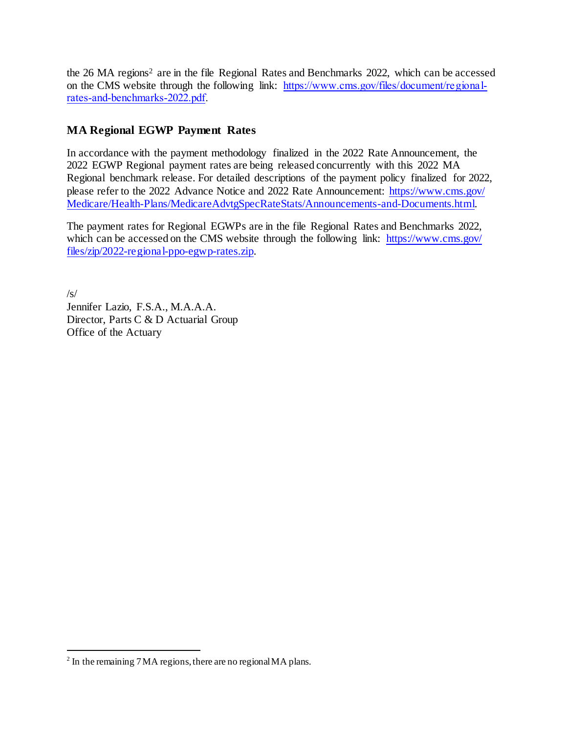the 26 MA regions[2] are in the file Regional Rates and Benchmarks 2022, which can be accessed on the CMS website through the following link: https://www.cms.gov/files/document/regional-rates-and-benchmarks-2022.pdf.

## MA Regional EGWP Payment Rates

In accordance with the payment methodology finalized in the 2022 Rate Announcement, the 2022 EGWP Regional payment rates are being released concurrently with this 2022 MA Regional benchmark release. For detailed descriptions of the payment policy finalized for 2022, please refer to the 2022 Advance Notice and 2022 Rate Announcement: https://www.cms.gov/Medicare/Health-Plans/MedicareAdvtgSpecRateStats/Announcements-and-Documents.html.

The payment rates for Regional EGWPs are in the file Regional Rates and Benchmarks 2022, which can be accessed on the CMS website through the following link: https://www.cms.gov/files/zip/2022-regional-ppo-egwp-rates.zip.

/s/
Jennifer Lazio, F.S.A., M.A.A.A.
Director, Parts C & D Actuarial Group
Office of the Actuary

---

[2] In the remaining 7 MA regions, there are no regional MA plans.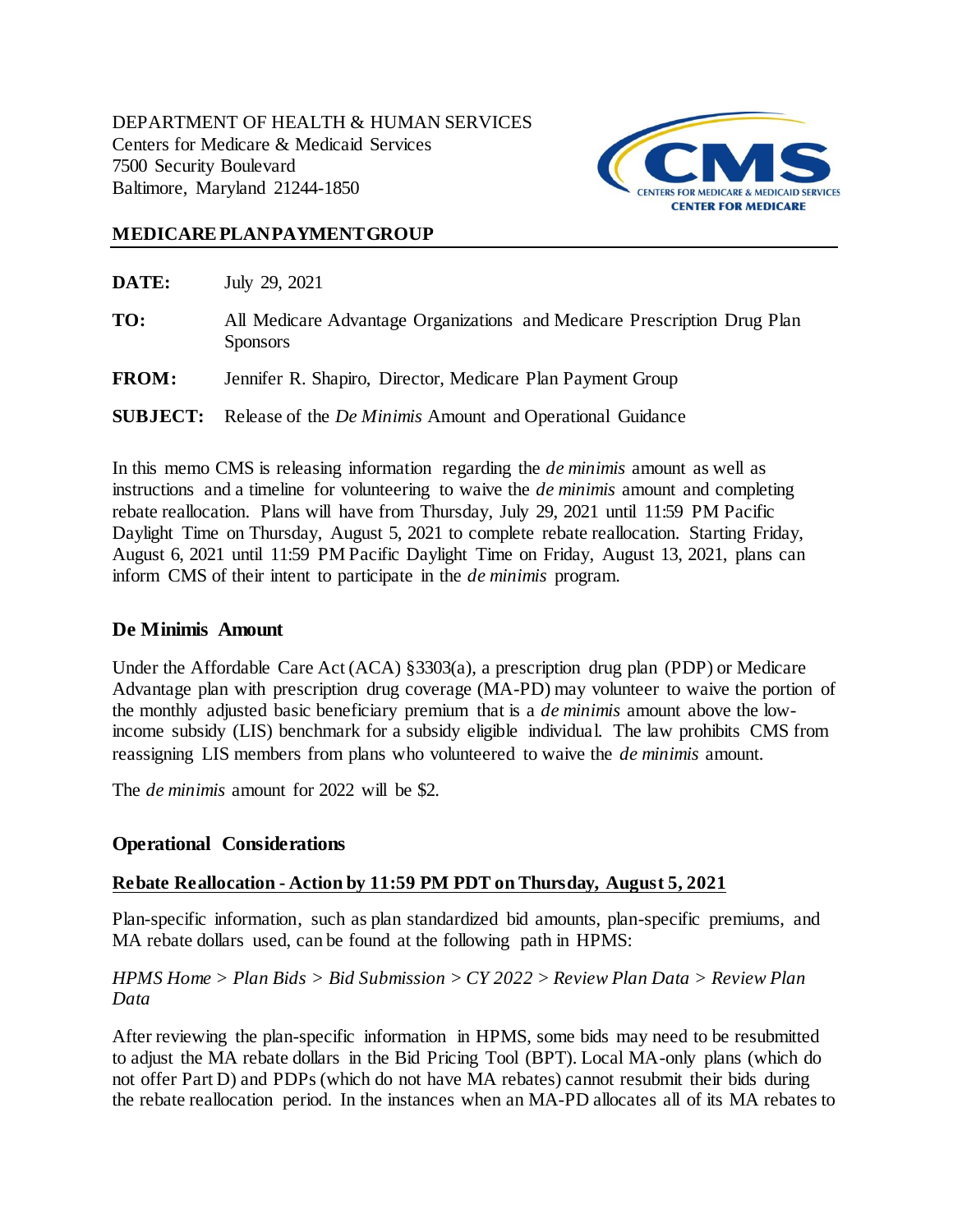DEPARTMENT OF HEALTH & HUMAN SERVICES
Centers for Medicare & Medicaid Services
7500 Security Boulevard
Baltimore, Maryland 21244-1850

CMS CENTERS FOR MEDICARE & MEDICAID SERVICES CENTER FOR MEDICARE

**MEDICARE PLAN PAYMENT GROUP**

**DATE:** July 29, 2021

**TO:** All Medicare Advantage Organizations and Medicare Prescription Drug Plan Sponsors

**FROM:** Jennifer R. Shapiro, Director, Medicare Plan Payment Group

**SUBJECT:** Release of the *De Minimis* Amount and Operational Guidance

In this memo CMS is releasing information regarding the *de minimis* amount as well as instructions and a timeline for volunteering to waive the *de minimis* amount and completing rebate reallocation. Plans will have from Thursday, July 29, 2021 until 11:59 PM Pacific Daylight Time on Thursday, August 5, 2021 to complete rebate reallocation. Starting Friday, August 6, 2021 until 11:59 PM Pacific Daylight Time on Friday, August 13, 2021, plans can inform CMS of their intent to participate in the *de minimis* program.

## De Minimis Amount

Under the Affordable Care Act (ACA) §3303(a), a prescription drug plan (PDP) or Medicare Advantage plan with prescription drug coverage (MA-PD) may volunteer to waive the portion of the monthly adjusted basic beneficiary premium that is a *de minimis* amount above the low-income subsidy (LIS) benchmark for a subsidy eligible individual. The law prohibits CMS from reassigning LIS members from plans who volunteered to waive the *de minimis* amount.

The *de minimis* amount for 2022 will be $2.

## Operational Considerations

### Rebate Reallocation - Action by 11:59 PM PDT on Thursday, August 5, 2021

Plan-specific information, such as plan standardized bid amounts, plan-specific premiums, and MA rebate dollars used, can be found at the following path in HPMS:

*HPMS Home > Plan Bids > Bid Submission > CY 2022 > Review Plan Data > Review Plan Data*

After reviewing the plan-specific information in HPMS, some bids may need to be resubmitted to adjust the MA rebate dollars in the Bid Pricing Tool (BPT). Local MA-only plans (which do not offer Part D) and PDPs (which do not have MA rebates) cannot resubmit their bids during the rebate reallocation period. In the instances when an MA-PD allocates all of its MA rebates to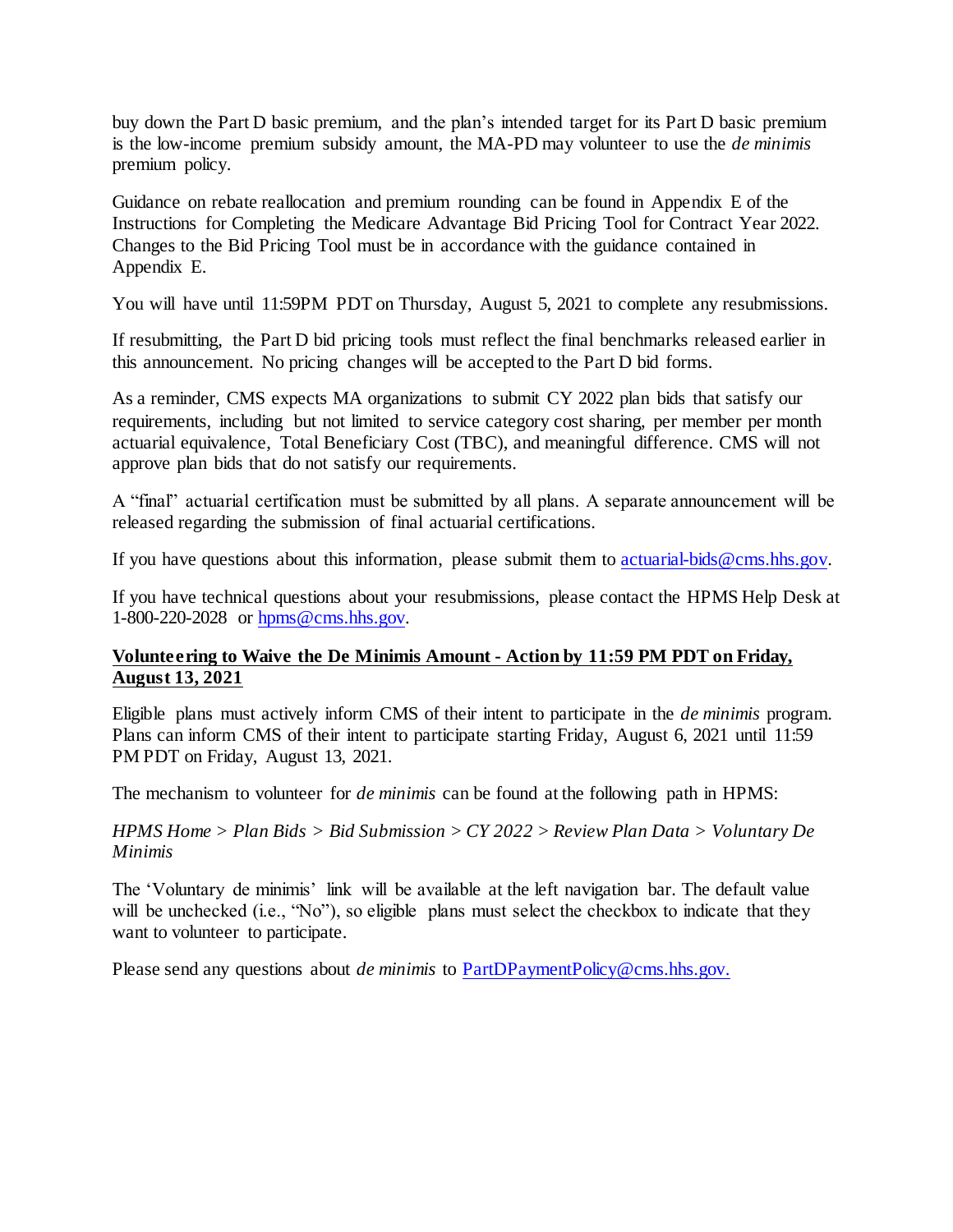buy down the Part D basic premium, and the plan's intended target for its Part D basic premium is the low-income premium subsidy amount, the MA-PD may volunteer to use the *de minimis* premium policy.

Guidance on rebate reallocation and premium rounding can be found in Appendix E of the Instructions for Completing the Medicare Advantage Bid Pricing Tool for Contract Year 2022. Changes to the Bid Pricing Tool must be in accordance with the guidance contained in Appendix E.

You will have until 11:59PM PDT on Thursday, August 5, 2021 to complete any resubmissions.

If resubmitting, the Part D bid pricing tools must reflect the final benchmarks released earlier in this announcement. No pricing changes will be accepted to the Part D bid forms.

As a reminder, CMS expects MA organizations to submit CY 2022 plan bids that satisfy our requirements, including but not limited to service category cost sharing, per member per month actuarial equivalence, Total Beneficiary Cost (TBC), and meaningful difference. CMS will not approve plan bids that do not satisfy our requirements.

A "final" actuarial certification must be submitted by all plans. A separate announcement will be released regarding the submission of final actuarial certifications.

If you have questions about this information, please submit them to actuarial-bids@cms.hhs.gov.

If you have technical questions about your resubmissions, please contact the HPMS Help Desk at 1-800-220-2028 or hpms@cms.hhs.gov.

**Volunteering to Waive the De Minimis Amount - Action by 11:59 PM PDT on Friday, August 13, 2021**

Eligible plans must actively inform CMS of their intent to participate in the *de minimis* program. Plans can inform CMS of their intent to participate starting Friday, August 6, 2021 until 11:59 PM PDT on Friday, August 13, 2021.

The mechanism to volunteer for *de minimis* can be found at the following path in HPMS:

*HPMS Home > Plan Bids > Bid Submission > CY 2022 > Review Plan Data > Voluntary De Minimis*

The 'Voluntary de minimis' link will be available at the left navigation bar. The default value will be unchecked (i.e., "No"), so eligible plans must select the checkbox to indicate that they want to volunteer to participate.

Please send any questions about *de minimis* to PartDPaymentPolicy@cms.hhs.gov.